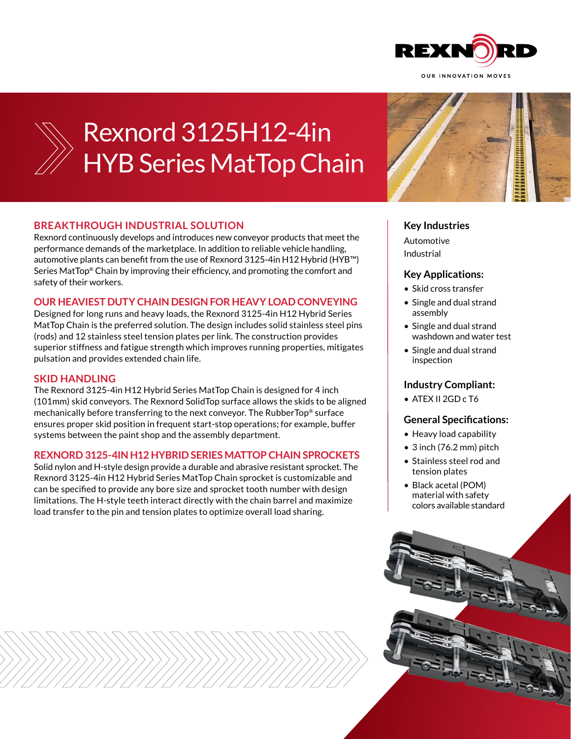# Rexnord 3125H12-4in HYB Series MatTop Chain

## BREAKTHROUGH INDUSTRIAL SOLUTION

Rexnord continuously develops and introduces new conveyor products that meet the performance demands of the marketplace. In addition to reliable vehicle handling, automotive plants can benefit from the use of Rexnord 3125-4in H12 Hybrid (HYB™) Series MatTop® Chain by improving their efficiency, and promoting the comfort and safety of their workers.

## OUR HEAVIEST DUTY CHAIN DESIGN FOR HEAVY LOAD CONVEYING

Designed for long runs and heavy loads, the Rexnord 3125-4in H12 Hybrid Series MatTop Chain is the preferred solution. The design includes solid stainless steel pins (rods) and 12 stainless steel tension plates per link. The construction provides superior stiffness and fatigue strength which improves running properties, mitigates pulsation and provides extended chain life.

## SKID HANDLING

The Rexnord 3125-4in H12 Hybrid Series MatTop Chain is designed for 4 inch (101mm) skid conveyors. The Rexnord SolidTop surface allows the skids to be aligned mechanically before transferring to the next conveyor. The RubberTop® surface ensures proper skid position in frequent start-stop operations; for example, buffer systems between the paint shop and the assembly department.

## REXNORD 3125-4IN H12 HYBRID SERIES MATTOP CHAIN SPROCKETS

Solid nylon and H-style design provide a durable and abrasive resistant sprocket. The Rexnord 3125-4in H12 Hybrid Series MatTop Chain sprocket is customizable and can be specified to provide any bore size and sprocket tooth number with design limitations. The H-style teeth interact directly with the chain barrel and maximize load transfer to the pin and tension plates to optimize overall load sharing.

### Key Industries

Automotive

Industrial

### Key Applications:

- Skid cross transfer
- Single and dual strand assembly
- Single and dual strand washdown and water test
- Single and dual strand inspection

### Industry Compliant:

- ATEX II 2GD c T6

### General Specifications:

- Heavy load capability
- 3 inch (76.2 mm) pitch
- Stainless steel rod and tension plates
- Black acetal (POM) material with safety colors available standard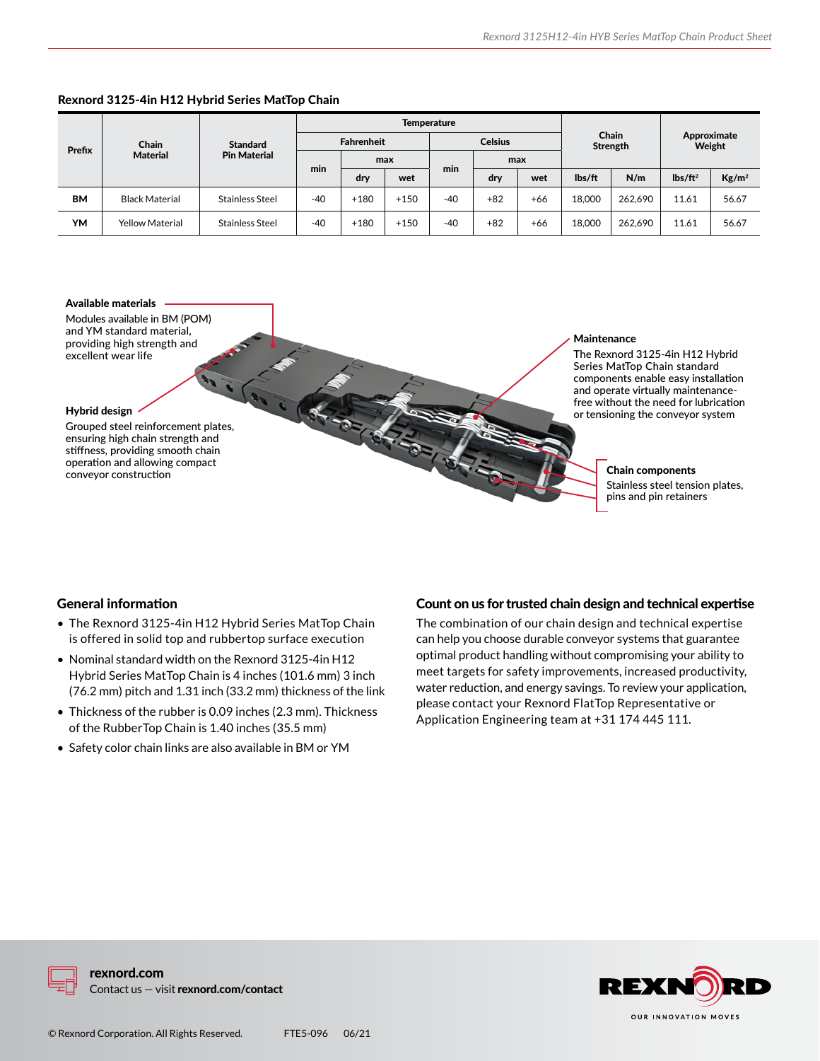## Rexnord 3125-4in H12 Hybrid Series MatTop Chain

| Prefix | Chain Material | Standard Pin Material | Temperature | | | | | | Chain Strength | | Approximate Weight | |
|---|---|---|---|---|---|---|---|---|---|---|---|---|
| | | | Fahrenheit | | | Celsius | | | | | | |
| | | | min | max | | min | max | | | | | |
| | | | | dry | wet | | dry | wet | lbs/ft | N/m | lbs/ft² | Kg/m² |
| BM | Black Material | Stainless Steel | -40 | +180 | +150 | -40 | +82 | +66 | 18,000 | 262,690 | 11.61 | 56.67 |
| YM | Yellow Material | Stainless Steel | -40 | +180 | +150 | -40 | +82 | +66 | 18,000 | 262,690 | 11.61 | 56.67 |

**Available materials**
Modules available in BM (POM) and YM standard material, providing high strength and excellent wear life

**Hybrid design**
Grouped steel reinforcement plates, ensuring high chain strength and stiffness, providing smooth chain operation and allowing compact conveyor construction

**Maintenance**
The Rexnord 3125-4in H12 Hybrid Series MatTop Chain standard components enable easy installation and operate virtually maintenance-free without the need for lubrication or tensioning the conveyor system

**Chain components**
Stainless steel tension plates, pins and pin retainers

## General information

- The Rexnord 3125-4in H12 Hybrid Series MatTop Chain is offered in solid top and rubbertop surface execution
- Nominal standard width on the Rexnord 3125-4in H12 Hybrid Series MatTop Chain is 4 inches (101.6 mm) 3 inch (76.2 mm) pitch and 1.31 inch (33.2 mm) thickness of the link
- Thickness of the rubber is 0.09 inches (2.3 mm). Thickness of the RubberTop Chain is 1.40 inches (35.5 mm)
- Safety color chain links are also available in BM or YM

## Count on us for trusted chain design and technical expertise

The combination of our chain design and technical expertise can help you choose durable conveyor systems that guarantee optimal product handling without compromising your ability to meet targets for safety improvements, increased productivity, water reduction, and energy savings. To review your application, please contact your Rexnord FlatTop Representative or Application Engineering team at +31 174 445 111.

**rexnord.com**
Contact us — visit **rexnord.com/contact**

REXNORD
OUR INNOVATION MOVES

© Rexnord Corporation. All Rights Reserved. FTE5-096 06/21